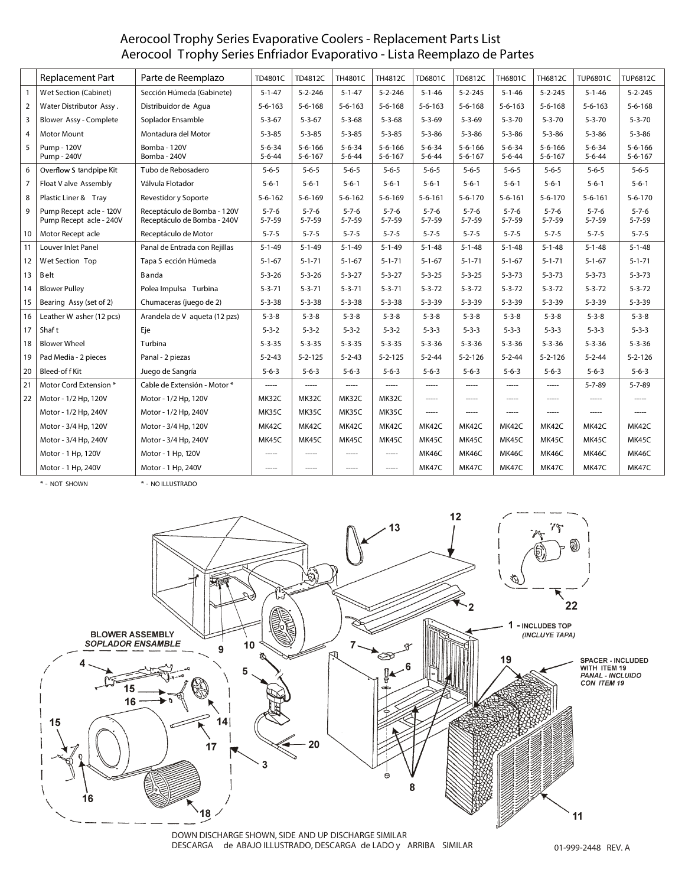# Aerocool Trophy Series Evaporative Coolers - Replacement Parts List
# Aerocool Trophy Series Enfriador Evaporativo - Lista Reemplazo de Partes

| | Replacement Part | Parte de Reemplazo | TD4801C | TD4812C | TH4801C | TH4812C | TD6801C | TD6812C | TH6801C | TH6812C | TUP6801C | TUP6812C |
|---|---|---|---|---|---|---|---|---|---|---|---|---|
| 1 | Wet Section (Cabinet) | Sección Húmeda (Gabinete) | 5-1-47 | 5-2-246 | 5-1-47 | 5-2-246 | 5-1-46 | 5-2-245 | 5-1-46 | 5-2-245 | 5-1-46 | 5-2-245 |
| 2 | Water Distributor Assy. | Distribuidor de Agua | 5-6-163 | 5-6-168 | 5-6-163 | 5-6-168 | 5-6-163 | 5-6-168 | 5-6-163 | 5-6-168 | 5-6-163 | 5-6-168 |
| 3 | Blower Assy - Complete | Soplador Ensamble | 5-3-67 | 5-3-67 | 5-3-68 | 5-3-68 | 5-3-69 | 5-3-69 | 5-3-70 | 5-3-70 | 5-3-70 | 5-3-70 |
| 4 | Motor Mount | Montadura del Motor | 5-3-85 | 5-3-85 | 5-3-85 | 5-3-85 | 5-3-86 | 5-3-86 | 5-3-86 | 5-3-86 | 5-3-86 | 5-3-86 |
| 5 | Pump - 120V<br>Pump - 240V | Bomba - 120V<br>Bomba - 240V | 5-6-34<br>5-6-44 | 5-6-166<br>5-6-167 | 5-6-34<br>5-6-44 | 5-6-166<br>5-6-167 | 5-6-34<br>5-6-44 | 5-6-166<br>5-6-167 | 5-6-34<br>5-6-44 | 5-6-166<br>5-6-167 | 5-6-34<br>5-6-44 | 5-6-166<br>5-6-167 |
| 6 | Overflow Standpipe Kit | Tubo de Rebosadero | 5-6-5 | 5-6-5 | 5-6-5 | 5-6-5 | 5-6-5 | 5-6-5 | 5-6-5 | 5-6-5 | 5-6-5 | 5-6-5 |
| 7 | Float Valve Assembly | Válvula Flotador | 5-6-1 | 5-6-1 | 5-6-1 | 5-6-1 | 5-6-1 | 5-6-1 | 5-6-1 | 5-6-1 | 5-6-1 | 5-6-1 |
| 8 | Plastic Liner & Tray | Revestidor y Soporte | 5-6-162 | 5-6-169 | 5-6-162 | 5-6-169 | 5-6-161 | 5-6-170 | 5-6-161 | 5-6-170 | 5-6-161 | 5-6-170 |
| 9 | Pump Receptacle - 120V<br>Pump Receptacle - 240V | Receptáculo de Bomba - 120V<br>Receptáculo de Bomba - 240V | 5-7-6<br>5-7-59 | 5-7-6<br>5-7-59 | 5-7-6<br>5-7-59 | 5-7-6<br>5-7-59 | 5-7-6<br>5-7-59 | 5-7-6<br>5-7-59 | 5-7-6<br>5-7-59 | 5-7-6<br>5-7-59 | 5-7-6<br>5-7-59 | 5-7-6<br>5-7-59 |
| 10 | Motor Receptacle | Receptáculo de Motor | 5-7-5 | 5-7-5 | 5-7-5 | 5-7-5 | 5-7-5 | 5-7-5 | 5-7-5 | 5-7-5 | 5-7-5 | 5-7-5 |
| 11 | Louver Inlet Panel | Panal de Entrada con Rejillas | 5-1-49 | 5-1-49 | 5-1-49 | 5-1-49 | 5-1-48 | 5-1-48 | 5-1-48 | 5-1-48 | 5-1-48 | 5-1-48 |
| 12 | Wet Section Top | Tapa Sección Húmeda | 5-1-67 | 5-1-71 | 5-1-67 | 5-1-71 | 5-1-67 | 5-1-71 | 5-1-67 | 5-1-71 | 5-1-67 | 5-1-71 |
| 13 | Belt | Banda | 5-3-26 | 5-3-26 | 5-3-27 | 5-3-27 | 5-3-25 | 5-3-25 | 5-3-73 | 5-3-73 | 5-3-73 | 5-3-73 |
| 14 | Blower Pulley | Polea Impulsa Turbina | 5-3-71 | 5-3-71 | 5-3-71 | 5-3-71 | 5-3-72 | 5-3-72 | 5-3-72 | 5-3-72 | 5-3-72 | 5-3-72 |
| 15 | Bearing Assy (set of 2) | Chumaceras (juego de 2) | 5-3-38 | 5-3-38 | 5-3-38 | 5-3-38 | 5-3-39 | 5-3-39 | 5-3-39 | 5-3-39 | 5-3-39 | 5-3-39 |
| 16 | Leather Washer (12 pcs) | Arandela de Vaqueta (12 pzs) | 5-3-8 | 5-3-8 | 5-3-8 | 5-3-8 | 5-3-8 | 5-3-8 | 5-3-8 | 5-3-8 | 5-3-8 | 5-3-8 |
| 17 | Shaft | Eje | 5-3-2 | 5-3-2 | 5-3-2 | 5-3-2 | 5-3-3 | 5-3-3 | 5-3-3 | 5-3-3 | 5-3-3 | 5-3-3 |
| 18 | Blower Wheel | Turbina | 5-3-35 | 5-3-35 | 5-3-35 | 5-3-35 | 5-3-36 | 5-3-36 | 5-3-36 | 5-3-36 | 5-3-36 | 5-3-36 |
| 19 | Pad Media - 2 pieces | Panal - 2 piezas | 5-2-43 | 5-2-125 | 5-2-43 | 5-2-125 | 5-2-44 | 5-2-126 | 5-2-44 | 5-2-126 | 5-2-44 | 5-2-126 |
| 20 | Bleed-off Kit | Juego de Sangría | 5-6-3 | 5-6-3 | 5-6-3 | 5-6-3 | 5-6-3 | 5-6-3 | 5-6-3 | 5-6-3 | 5-6-3 | 5-6-3 |
| 21 | Motor Cord Extension * | Cable de Extensión - Motor * | ----- | ----- | ----- | ----- | ----- | ----- | ----- | ----- | 5-7-89 | 5-7-89 |
| 22 | Motor - 1/2 Hp, 120V | Motor - 1/2 Hp, 120V | MK32C | MK32C | MK32C | MK32C | ----- | ----- | ----- | ----- | ----- | ----- |
| | Motor - 1/2 Hp, 240V | Motor - 1/2 Hp, 240V | MK35C | MK35C | MK35C | MK35C | ----- | ----- | ----- | ----- | ----- | ----- |
| | Motor - 3/4 Hp, 120V | Motor - 3/4 Hp, 120V | MK42C | MK42C | MK42C | MK42C | MK42C | MK42C | MK42C | MK42C | MK42C | MK42C |
| | Motor - 3/4 Hp, 240V | Motor - 3/4 Hp, 240V | MK45C | MK45C | MK45C | MK45C | MK45C | MK45C | MK45C | MK45C | MK45C | MK45C |
| | Motor - 1 Hp, 120V | Motor - 1 Hp, 120V | ----- | ----- | ----- | ----- | MK46C | MK46C | MK46C | MK46C | MK46C | MK46C |
| | Motor - 1 Hp, 240V | Motor - 1 Hp, 240V | ----- | ----- | ----- | ----- | MK47C | MK47C | MK47C | MK47C | MK47C | MK47C |

\* - NOT SHOWN &nbsp;&nbsp;&nbsp; \* - NO ILLUSTRADO

BLOWER ASSEMBLY
*SOPLADOR ENSAMBLE*

1 - INCLUDES TOP *(INCLUYE TAPA)*

SPACER - INCLUDED WITH ITEM 19
*PANAL - INCLUIDO CON ITEM 19*

DOWN DISCHARGE SHOWN, SIDE AND UP DISCHARGE SIMILAR
DESCARGA de ABAJO ILLUSTRADO, DESCARGA de LADO y ARRIBA SIMILAR

01-999-2448 REV. A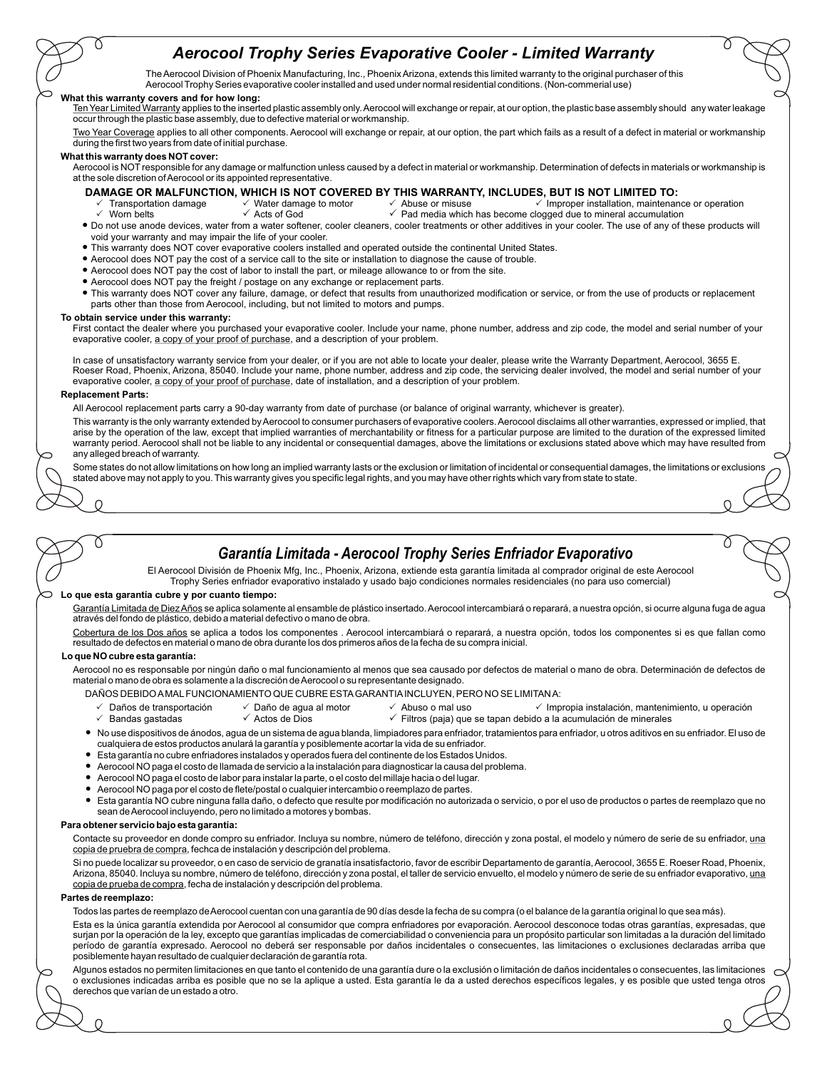## *Aerocool Trophy Series Evaporative Cooler - Limited Warranty*

The Aerocool Division of Phoenix Manufacturing, Inc., Phoenix Arizona, extends this limited warranty to the original purchaser of this Aerocool Trophy Series evaporative cooler installed and used under normal residential conditions. (Non-commerial use)

**What this warranty covers and for how long:**

Ten Year Limited Warranty applies to the inserted plastic assembly only. Aerocool will exchange or repair, at our option, the plastic base assembly should any water leakage occur through the plastic base assembly, due to defective material or workmanship.

Two Year Coverage applies to all other components. Aerocool will exchange or repair, at our option, the part which fails as a result of a defect in material or workmanship during the first two years from date of initial purchase.

**What this warranty does NOT cover:**

Aerocool is NOT responsible for any damage or malfunction unless caused by a defect in material or workmanship. Determination of defects in materials or workmanship is at the sole discretion of Aerocool or its appointed representative.

**DAMAGE OR MALFUNCTION, WHICH IS NOT COVERED BY THIS WARRANTY, INCLUDES, BUT IS NOT LIMITED TO:**

- ✓ Transportation damage
- ✓ Water damage to motor
- ✓ Abuse or misuse
- ✓ Improper installation, maintenance or operation
- ✓ Worn belts
- ✓ Acts of God
- ✓ Pad media which has become clogged due to mineral accumulation

- Do not use anode devices, water from a water softener, cooler cleaners, cooler treatments or other additives in your cooler. The use of any of these products will void your warranty and may impair the life of your cooler.
- This warranty does NOT cover evaporative coolers installed and operated outside the continental United States.
- Aerocool does NOT pay the cost of a service call to the site or installation to diagnose the cause of trouble.
- Aerocool does NOT pay the cost of labor to install the part, or mileage allowance to or from the site.
- Aerocool does NOT pay the freight / postage on any exchange or replacement parts.
- This warranty does NOT cover any failure, damage, or defect that results from unauthorized modification or service, or from the use of products or replacement parts other than those from Aerocool, including, but not limited to motors and pumps.

**To obtain service under this warranty:**

First contact the dealer where you purchased your evaporative cooler. Include your name, phone number, address and zip code, the model and serial number of your evaporative cooler, a copy of your proof of purchase, and a description of your problem.

In case of unsatisfactory warranty service from your dealer, or if you are not able to locate your dealer, please write the Warranty Department, Aerocool, 3655 E. Roeser Road, Phoenix, Arizona, 85040. Include your name, phone number, address and zip code, the servicing dealer involved, the model and serial number of your evaporative cooler, a copy of your proof of purchase, date of installation, and a description of your problem.

**Replacement Parts:**

All Aerocool replacement parts carry a 90-day warranty from date of purchase (or balance of original warranty, whichever is greater).

This warranty is the only warranty extended by Aerocool to consumer purchasers of evaporative coolers. Aerocool disclaims all other warranties, expressed or implied, that arise by the operation of the law, except that implied warranties of merchantability or fitness for a particular purpose are limited to the duration of the expressed limited warranty period. Aerocool shall not be liable to any incidental or consequential damages, above the limitations or exclusions stated above which may have resulted from any alleged breach of warranty.

Some states do not allow limitations on how long an implied warranty lasts or the exclusion or limitation of incidental or consequential damages, the limitations or exclusions stated above may not apply to you. This warranty gives you specific legal rights, and you may have other rights which vary from state to state.

## *Garantía Limitada - Aerocool Trophy Series Enfriador Evaporativo*

El Aerocool División de Phoenix Mfg, Inc., Phoenix, Arizona, extiende esta garantía limitada al comprador original de este Aerocool Trophy Series enfriador evaporativo instalado y usado bajo condiciones normales residenciales (no para uso comercial)

**Lo que esta garantía cubre y por cuanto tiempo:**

Garantía Limitada de Diez Años se aplica solamente al ensamble de plástico insertado. Aerocool intercambiará o reparará, a nuestra opción, si ocurre alguna fuga de agua através del fondo de plástico, debido a material defectivo o mano de obra.

Cobertura de los Dos años se aplica a todos los componentes . Aerocool intercambiará o reparará, a nuestra opción, todos los componentes si es que fallan como resultado de defectos en material o mano de obra durante los dos primeros años de la fecha de su compra inicial.

**Lo que NO cubre esta garantía:**

Aerocool no es responsable por ningún daño o mal funcionamiento al menos que sea causado por defectos de material o mano de obra. Determinación de defectos de material o mano de obra es solamente a la discreción de Aerocool o su representante designado.

DAÑOS DEBIDO A MAL FUNCIONAMIENTO QUE CUBRE ESTA GARANTIA INCLUYEN, PERO NO SE LIMITAN A:

- ✓ Daños de transportación
- ✓ Daño de agua al motor
- ✓ Abuso o mal uso
- ✓ Impropia instalación, mantenimiento, u operación
- ✓ Bandas gastadas
- ✓ Actos de Dios
- ✓ Filtros (paja) que se tapan debido a la acumulación de minerales

- No use dispositivos de ánodos, agua de un sistema de agua blanda, limpiadores para enfriador, tratamientos para enfriador, u otros aditivos en su enfriador. El uso de cualquiera de estos productos anulará la garantía y posiblemente acortar la vida de su enfriador.
- Esta garantía no cubre enfriadores instalados y operados fuera del continente de los Estados Unidos.
- Aerocool NO paga el costo de llamada de servicio a la instalación para diagnosticar la causa del problema.
- Aerocool NO paga el costo de labor para instalar la parte, o el costo del millaje hacia o del lugar.
- Aerocool NO paga por el costo de flete/postal o cualquier intercambio o reemplazo de partes.
- Esta garantía NO cubre ninguna falla daño, o defecto que resulte por modificación no autorizada o servicio, o por el uso de productos o partes de reemplazo que no sean de Aerocool incluyendo, pero no limitado a motores y bombas.

**Para obtener servicio bajo esta garantía:**

Contacte su proveedor en donde compro su enfriador. Incluya su nombre, número de teléfono, dirección y zona postal, el modelo y número de serie de su enfriador, una copia de pruebra de compra, fechca de instalación y descripción del problema.

Si no puede localizar su proveedor, o en caso de servicio de granatía insatisfactorio, favor de escribir Departamento de garantía, Aerocool, 3655 E. Roeser Road, Phoenix, Arizona, 85040. Incluya su nombre, número de teléfono, dirección y zona postal, el taller de servicio envuelto, el modelo y número de serie de su enfriador evaporativo, una copia de prueba de compra, fecha de instalación y descripción del problema.

**Partes de reemplazo:**

Todos las partes de reemplazo de Aerocool cuentan con una garantía de 90 días desde la fecha de su compra (o el balance de la garantía original lo que sea más).

Esta es la única garantía extendida por Aerocool al consumidor que compra enfriadores por evaporación. Aerocool desconoce todas otras garantías, expresadas, que surjan por la operación de la ley, excepto que garantías implicadas de comerciabilidad o conveniencia para un propósito particular son limitadas a la duración del limitado período de garantía expresado. Aerocool no deberá ser responsable por daños incidentales o consecuentes, las limitaciones o exclusiones declaradas arriba que posiblemente hayan resultado de cualquier declaración de garantía rota.

Algunos estados no permiten limitaciones en que tanto el contenido de una garantía dure o la exclusión o limitación de daños incidentales o consecuentes, las limitaciones o exclusiones indicadas arriba es posible que no se la aplique a usted. Esta garantía le da a usted derechos específicos legales, y es posible que usted tenga otros derechos que varían de un estado a otro.